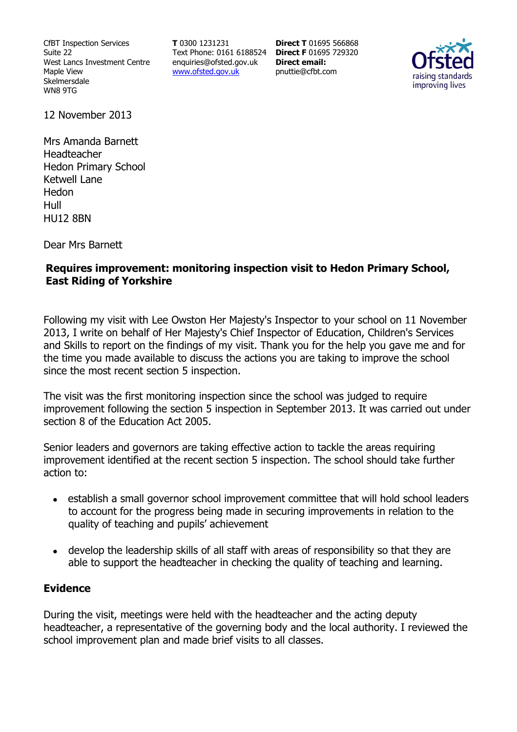CfBT Inspection Services
Suite 22
West Lancs Investment Centre
Maple View
Skelmersdale
WN8 9TG

**T** 0300 1231231
Text Phone: 0161 6188524
enquiries@ofsted.gov.uk
www.ofsted.gov.uk

**Direct T** 01695 566868
**Direct F** 01695 729320
**Direct email:**
pnuttie@cfbt.com

Ofsted
raising standards
improving lives

12 November 2013

Mrs Amanda Barnett
Headteacher
Hedon Primary School
Ketwell Lane
Hedon
Hull
HU12 8BN

Dear Mrs Barnett

**Requires improvement: monitoring inspection visit to Hedon Primary School, East Riding of Yorkshire**

Following my visit with Lee Owston Her Majesty's Inspector to your school on 11 November 2013, I write on behalf of Her Majesty's Chief Inspector of Education, Children's Services and Skills to report on the findings of my visit. Thank you for the help you gave me and for the time you made available to discuss the actions you are taking to improve the school since the most recent section 5 inspection.

The visit was the first monitoring inspection since the school was judged to require improvement following the section 5 inspection in September 2013. It was carried out under section 8 of the Education Act 2005.

Senior leaders and governors are taking effective action to tackle the areas requiring improvement identified at the recent section 5 inspection. The school should take further action to:

- establish a small governor school improvement committee that will hold school leaders to account for the progress being made in securing improvements in relation to the quality of teaching and pupils' achievement
- develop the leadership skills of all staff with areas of responsibility so that they are able to support the headteacher in checking the quality of teaching and learning.

## Evidence

During the visit, meetings were held with the headteacher and the acting deputy headteacher, a representative of the governing body and the local authority. I reviewed the school improvement plan and made brief visits to all classes.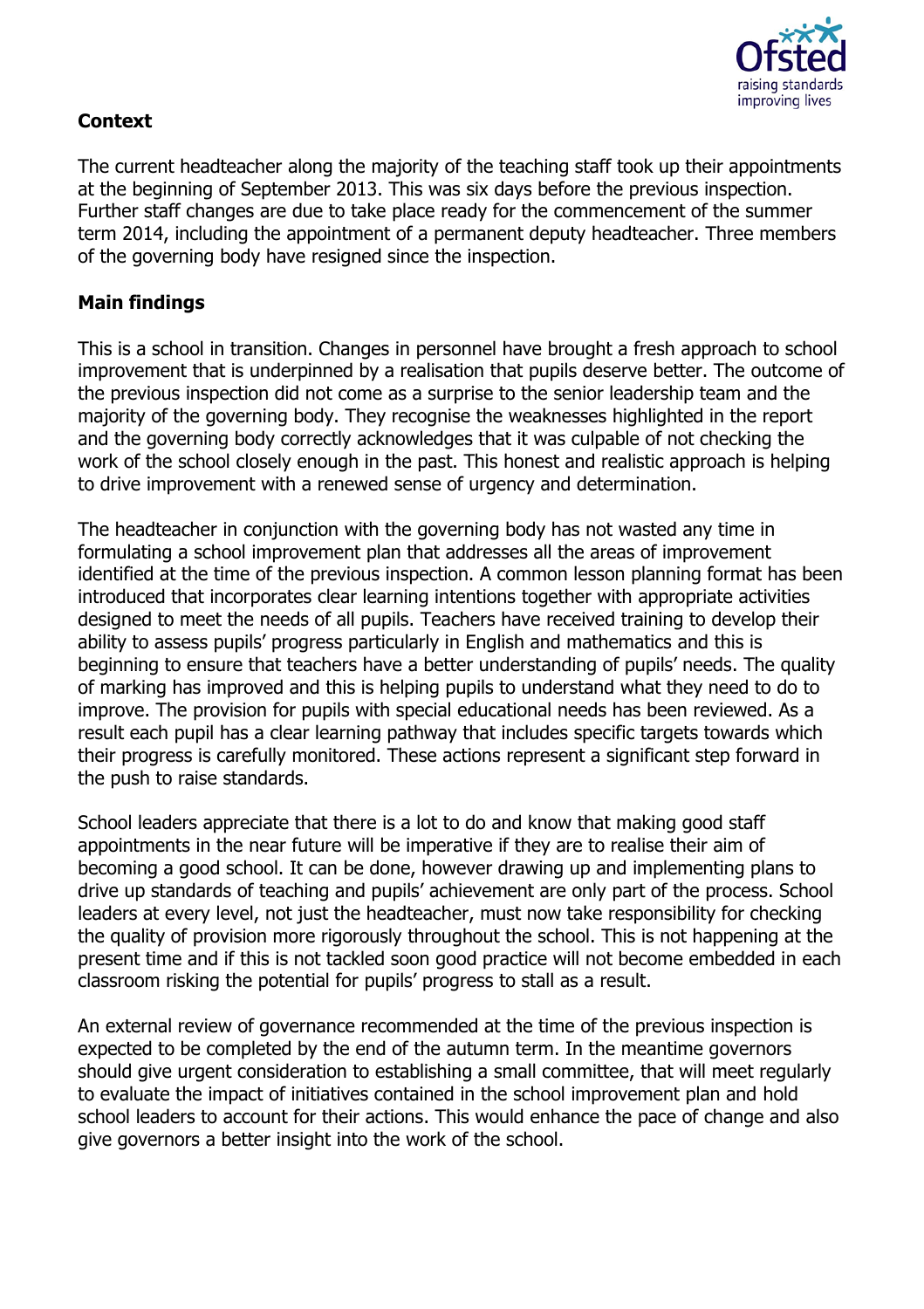## Context

The current headteacher along the majority of the teaching staff took up their appointments at the beginning of September 2013. This was six days before the previous inspection. Further staff changes are due to take place ready for the commencement of the summer term 2014, including the appointment of a permanent deputy headteacher. Three members of the governing body have resigned since the inspection.

## Main findings

This is a school in transition. Changes in personnel have brought a fresh approach to school improvement that is underpinned by a realisation that pupils deserve better. The outcome of the previous inspection did not come as a surprise to the senior leadership team and the majority of the governing body. They recognise the weaknesses highlighted in the report and the governing body correctly acknowledges that it was culpable of not checking the work of the school closely enough in the past. This honest and realistic approach is helping to drive improvement with a renewed sense of urgency and determination.

The headteacher in conjunction with the governing body has not wasted any time in formulating a school improvement plan that addresses all the areas of improvement identified at the time of the previous inspection. A common lesson planning format has been introduced that incorporates clear learning intentions together with appropriate activities designed to meet the needs of all pupils. Teachers have received training to develop their ability to assess pupils' progress particularly in English and mathematics and this is beginning to ensure that teachers have a better understanding of pupils' needs. The quality of marking has improved and this is helping pupils to understand what they need to do to improve. The provision for pupils with special educational needs has been reviewed. As a result each pupil has a clear learning pathway that includes specific targets towards which their progress is carefully monitored. These actions represent a significant step forward in the push to raise standards.

School leaders appreciate that there is a lot to do and know that making good staff appointments in the near future will be imperative if they are to realise their aim of becoming a good school. It can be done, however drawing up and implementing plans to drive up standards of teaching and pupils' achievement are only part of the process. School leaders at every level, not just the headteacher, must now take responsibility for checking the quality of provision more rigorously throughout the school. This is not happening at the present time and if this is not tackled soon good practice will not become embedded in each classroom risking the potential for pupils' progress to stall as a result.

An external review of governance recommended at the time of the previous inspection is expected to be completed by the end of the autumn term. In the meantime governors should give urgent consideration to establishing a small committee, that will meet regularly to evaluate the impact of initiatives contained in the school improvement plan and hold school leaders to account for their actions. This would enhance the pace of change and also give governors a better insight into the work of the school.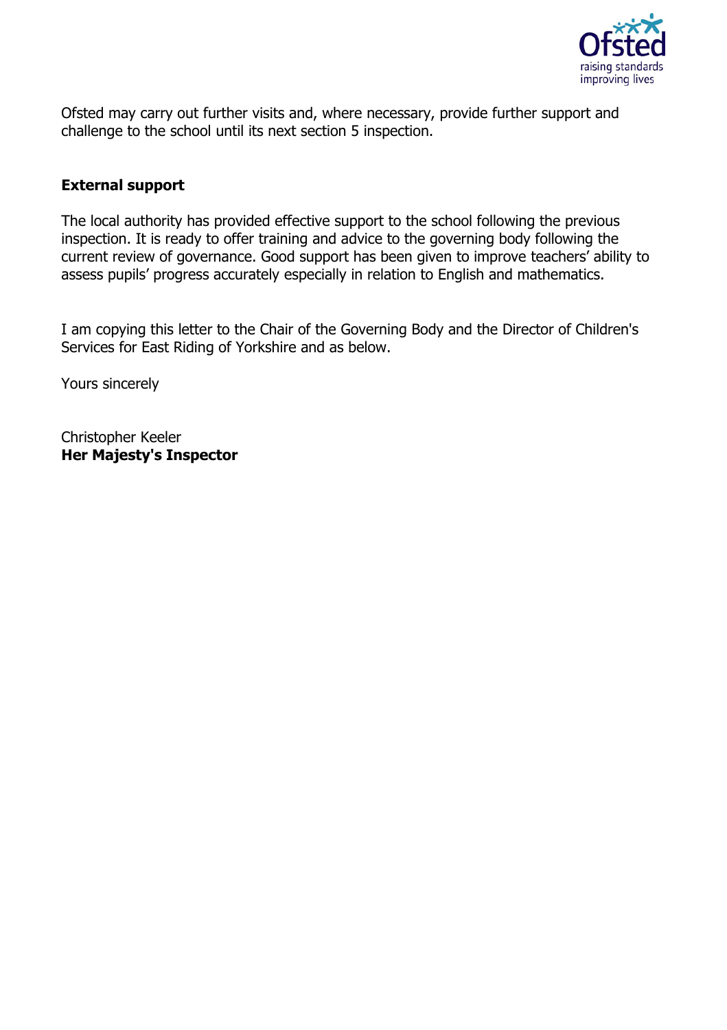Ofsted may carry out further visits and, where necessary, provide further support and challenge to the school until its next section 5 inspection.

**External support**

The local authority has provided effective support to the school following the previous inspection. It is ready to offer training and advice to the governing body following the current review of governance. Good support has been given to improve teachers' ability to assess pupils' progress accurately especially in relation to English and mathematics.

I am copying this letter to the Chair of the Governing Body and the Director of Children's Services for East Riding of Yorkshire and as below.

Yours sincerely

Christopher Keeler
**Her Majesty's Inspector**